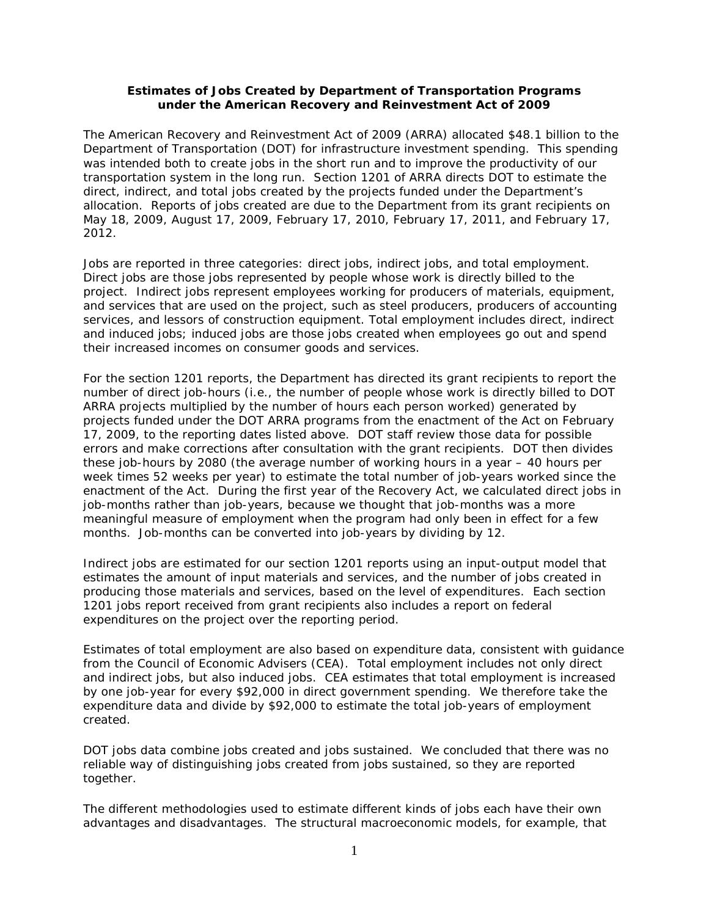**Estimates of Jobs Created by Department of Transportation Programs under the American Recovery and Reinvestment Act of 2009**

The American Recovery and Reinvestment Act of 2009 (ARRA) allocated $48.1 billion to the Department of Transportation (DOT) for infrastructure investment spending. This spending was intended both to create jobs in the short run and to improve the productivity of our transportation system in the long run. Section 1201 of ARRA directs DOT to estimate the direct, indirect, and total jobs created by the projects funded under the Department's allocation. Reports of jobs created are due to the Department from its grant recipients on May 18, 2009, August 17, 2009, February 17, 2010, February 17, 2011, and February 17, 2012.

Jobs are reported in three categories: direct jobs, indirect jobs, and total employment. Direct jobs are those jobs represented by people whose work is directly billed to the project. Indirect jobs represent employees working for producers of materials, equipment, and services that are used on the project, such as steel producers, producers of accounting services, and lessors of construction equipment. Total employment includes direct, indirect and induced jobs; induced jobs are those jobs created when employees go out and spend their increased incomes on consumer goods and services.

For the section 1201 reports, the Department has directed its grant recipients to report the number of direct job-hours (i.e., the number of people whose work is directly billed to DOT ARRA projects multiplied by the number of hours each person worked) generated by projects funded under the DOT ARRA programs from the enactment of the Act on February 17, 2009, to the reporting dates listed above. DOT staff review those data for possible errors and make corrections after consultation with the grant recipients. DOT then divides these job-hours by 2080 (the average number of working hours in a year – 40 hours per week times 52 weeks per year) to estimate the total number of job-years worked since the enactment of the Act. During the first year of the Recovery Act, we calculated direct jobs in job-months rather than job-years, because we thought that job-months was a more meaningful measure of employment when the program had only been in effect for a few months. Job-months can be converted into job-years by dividing by 12.

Indirect jobs are estimated for our section 1201 reports using an input-output model that estimates the amount of input materials and services, and the number of jobs created in producing those materials and services, based on the level of expenditures. Each section 1201 jobs report received from grant recipients also includes a report on federal expenditures on the project over the reporting period.

Estimates of total employment are also based on expenditure data, consistent with guidance from the Council of Economic Advisers (CEA). Total employment includes not only direct and indirect jobs, but also induced jobs. CEA estimates that total employment is increased by one job-year for every $92,000 in direct government spending. We therefore take the expenditure data and divide by $92,000 to estimate the total job-years of employment created.

DOT jobs data combine jobs created and jobs sustained. We concluded that there was no reliable way of distinguishing jobs created from jobs sustained, so they are reported together.

The different methodologies used to estimate different kinds of jobs each have their own advantages and disadvantages. The structural macroeconomic models, for example, that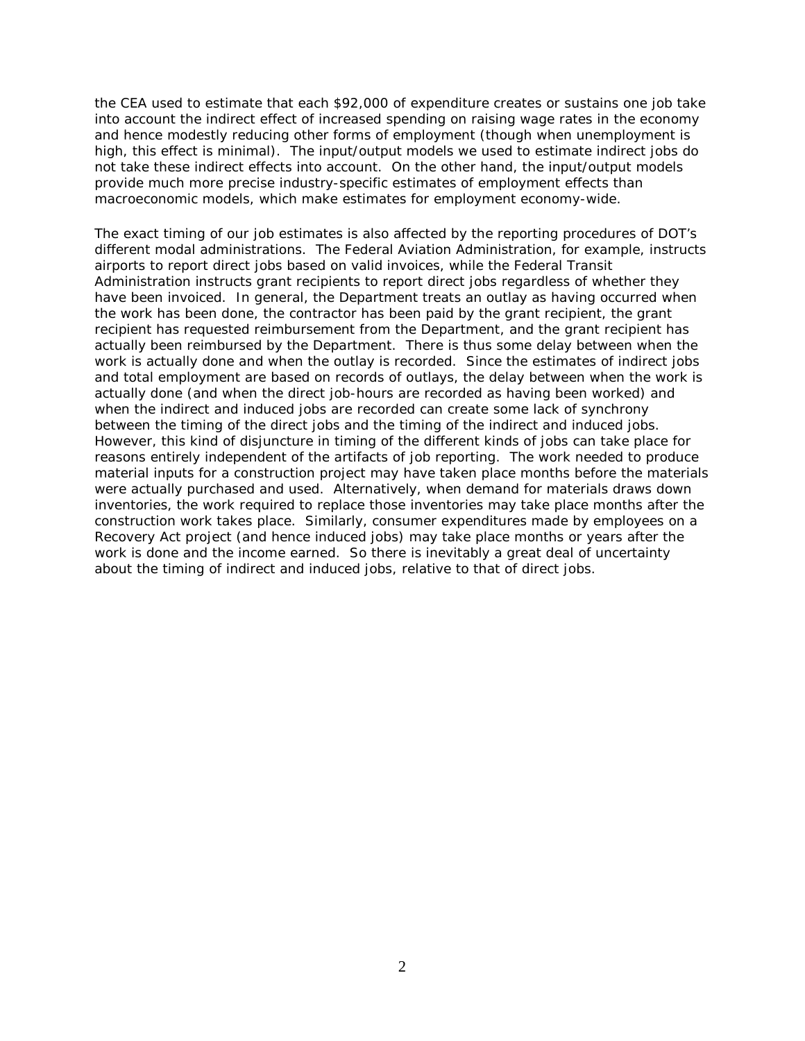the CEA used to estimate that each $92,000 of expenditure creates or sustains one job take into account the indirect effect of increased spending on raising wage rates in the economy and hence modestly reducing other forms of employment (though when unemployment is high, this effect is minimal). The input/output models we used to estimate indirect jobs do not take these indirect effects into account. On the other hand, the input/output models provide much more precise industry-specific estimates of employment effects than macroeconomic models, which make estimates for employment economy-wide.

The exact timing of our job estimates is also affected by the reporting procedures of DOT's different modal administrations. The Federal Aviation Administration, for example, instructs airports to report direct jobs based on valid invoices, while the Federal Transit Administration instructs grant recipients to report direct jobs regardless of whether they have been invoiced. In general, the Department treats an outlay as having occurred when the work has been done, the contractor has been paid by the grant recipient, the grant recipient has requested reimbursement from the Department, and the grant recipient has actually been reimbursed by the Department. There is thus some delay between when the work is actually done and when the outlay is recorded. Since the estimates of indirect jobs and total employment are based on records of outlays, the delay between when the work is actually done (and when the direct job-hours are recorded as having been worked) and when the indirect and induced jobs are recorded can create some lack of synchrony between the timing of the direct jobs and the timing of the indirect and induced jobs. However, this kind of disjuncture in timing of the different kinds of jobs can take place for reasons entirely independent of the artifacts of job reporting. The work needed to produce material inputs for a construction project may have taken place months before the materials were actually purchased and used. Alternatively, when demand for materials draws down inventories, the work required to replace those inventories may take place months after the construction work takes place. Similarly, consumer expenditures made by employees on a Recovery Act project (and hence induced jobs) may take place months or years after the work is done and the income earned. So there is inevitably a great deal of uncertainty about the timing of indirect and induced jobs, relative to that of direct jobs.